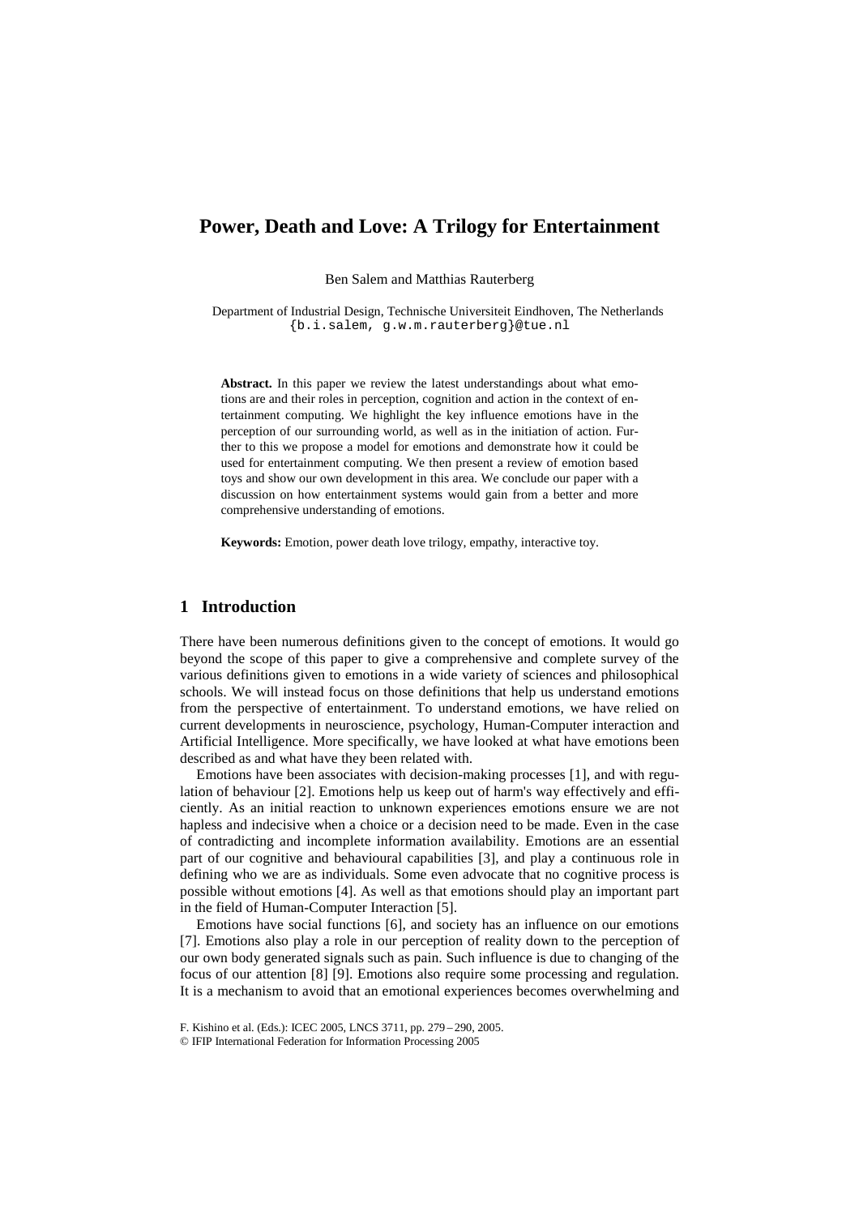# Power, Death and Love: A Trilogy for Entertainment

Ben Salem and Matthias Rauterberg

Department of Industrial Design, Technische Universiteit Eindhoven, The Netherlands
{b.i.salem, g.w.m.rauterberg}@tue.nl

**Abstract.** In this paper we review the latest understandings about what emotions are and their roles in perception, cognition and action in the context of entertainment computing. We highlight the key influence emotions have in the perception of our surrounding world, as well as in the initiation of action. Further to this we propose a model for emotions and demonstrate how it could be used for entertainment computing. We then present a review of emotion based toys and show our own development in this area. We conclude our paper with a discussion on how entertainment systems would gain from a better and more comprehensive understanding of emotions.

**Keywords:** Emotion, power death love trilogy, empathy, interactive toy.

## 1 Introduction

There have been numerous definitions given to the concept of emotions. It would go beyond the scope of this paper to give a comprehensive and complete survey of the various definitions given to emotions in a wide variety of sciences and philosophical schools. We will instead focus on those definitions that help us understand emotions from the perspective of entertainment. To understand emotions, we have relied on current developments in neuroscience, psychology, Human-Computer interaction and Artificial Intelligence. More specifically, we have looked at what have emotions been described as and what have they been related with.

Emotions have been associates with decision-making processes [1], and with regulation of behaviour [2]. Emotions help us keep out of harm's way effectively and efficiently. As an initial reaction to unknown experiences emotions ensure we are not hapless and indecisive when a choice or a decision need to be made. Even in the case of contradicting and incomplete information availability. Emotions are an essential part of our cognitive and behavioural capabilities [3], and play a continuous role in defining who we are as individuals. Some even advocate that no cognitive process is possible without emotions [4]. As well as that emotions should play an important part in the field of Human-Computer Interaction [5].

Emotions have social functions [6], and society has an influence on our emotions [7]. Emotions also play a role in our perception of reality down to the perception of our own body generated signals such as pain. Such influence is due to changing of the focus of our attention [8] [9]. Emotions also require some processing and regulation. It is a mechanism to avoid that an emotional experiences becomes overwhelming and

F. Kishino et al. (Eds.): ICEC 2005, LNCS 3711, pp. 279 – 290, 2005.
© IFIP International Federation for Information Processing 2005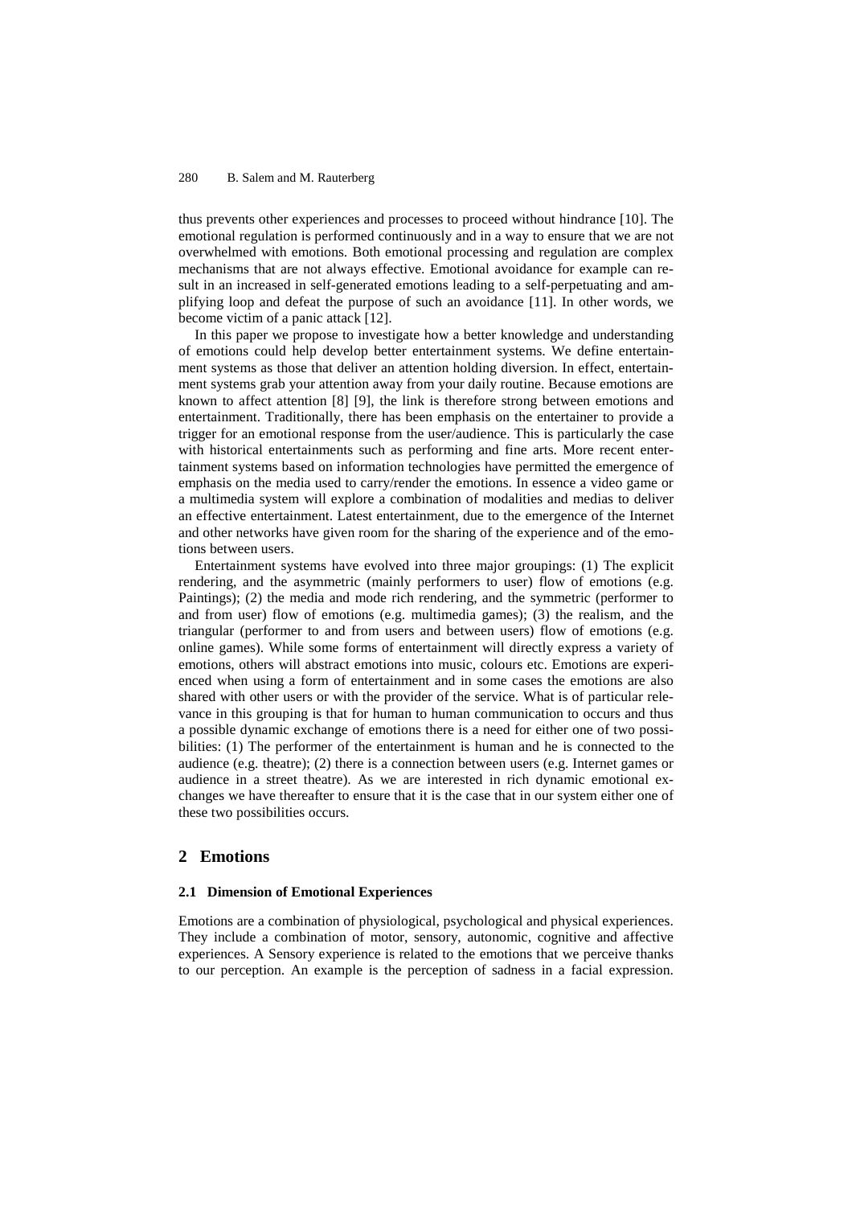thus prevents other experiences and processes to proceed without hindrance [10]. The emotional regulation is performed continuously and in a way to ensure that we are not overwhelmed with emotions. Both emotional processing and regulation are complex mechanisms that are not always effective. Emotional avoidance for example can result in an increased in self-generated emotions leading to a self-perpetuating and amplifying loop and defeat the purpose of such an avoidance [11]. In other words, we become victim of a panic attack [12].

In this paper we propose to investigate how a better knowledge and understanding of emotions could help develop better entertainment systems. We define entertainment systems as those that deliver an attention holding diversion. In effect, entertainment systems grab your attention away from your daily routine. Because emotions are known to affect attention [8] [9], the link is therefore strong between emotions and entertainment. Traditionally, there has been emphasis on the entertainer to provide a trigger for an emotional response from the user/audience. This is particularly the case with historical entertainments such as performing and fine arts. More recent entertainment systems based on information technologies have permitted the emergence of emphasis on the media used to carry/render the emotions. In essence a video game or a multimedia system will explore a combination of modalities and medias to deliver an effective entertainment. Latest entertainment, due to the emergence of the Internet and other networks have given room for the sharing of the experience and of the emotions between users.

Entertainment systems have evolved into three major groupings: (1) The explicit rendering, and the asymmetric (mainly performers to user) flow of emotions (e.g. Paintings); (2) the media and mode rich rendering, and the symmetric (performer to and from user) flow of emotions (e.g. multimedia games); (3) the realism, and the triangular (performer to and from users and between users) flow of emotions (e.g. online games). While some forms of entertainment will directly express a variety of emotions, others will abstract emotions into music, colours etc. Emotions are experienced when using a form of entertainment and in some cases the emotions are also shared with other users or with the provider of the service. What is of particular relevance in this grouping is that for human to human communication to occurs and thus a possible dynamic exchange of emotions there is a need for either one of two possibilities: (1) The performer of the entertainment is human and he is connected to the audience (e.g. theatre); (2) there is a connection between users (e.g. Internet games or audience in a street theatre). As we are interested in rich dynamic emotional exchanges we have thereafter to ensure that it is the case that in our system either one of these two possibilities occurs.

## 2 Emotions

### 2.1 Dimension of Emotional Experiences

Emotions are a combination of physiological, psychological and physical experiences. They include a combination of motor, sensory, autonomic, cognitive and affective experiences. A Sensory experience is related to the emotions that we perceive thanks to our perception. An example is the perception of sadness in a facial expression.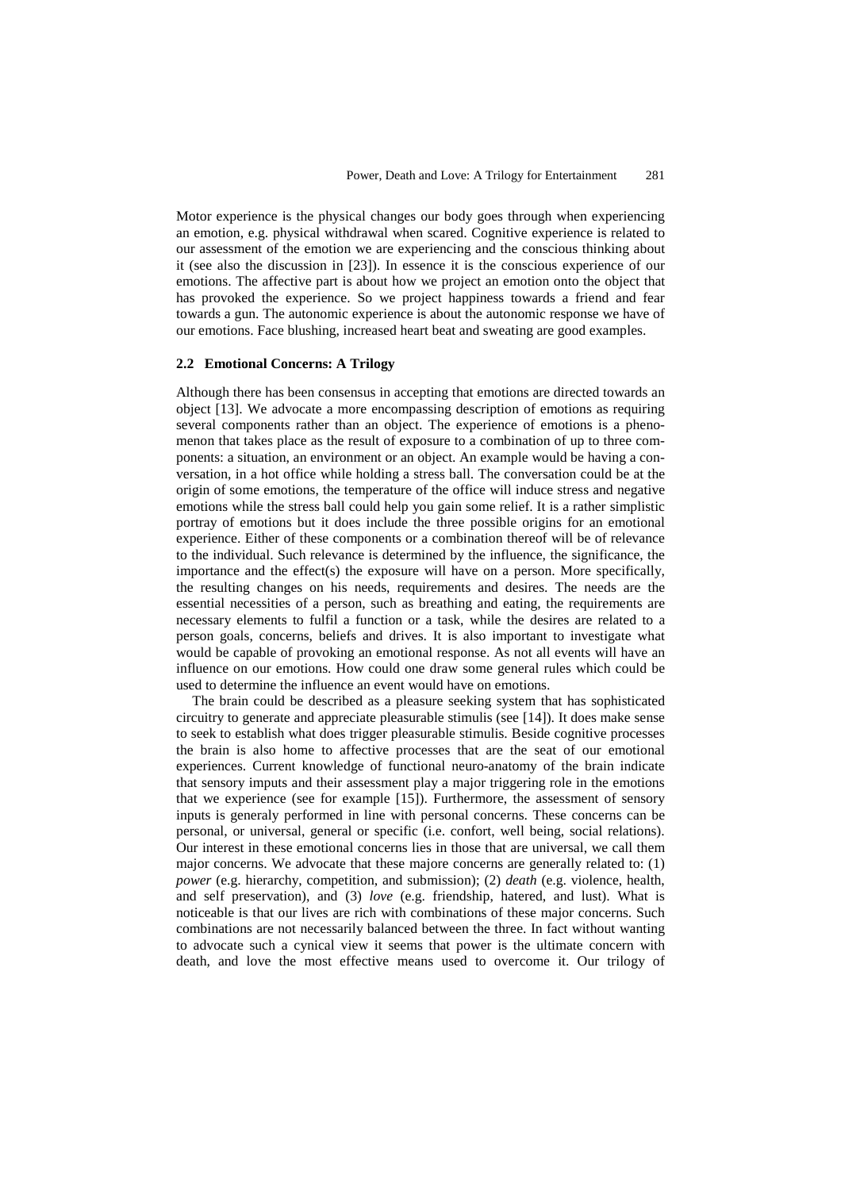Motor experience is the physical changes our body goes through when experiencing an emotion, e.g. physical withdrawal when scared. Cognitive experience is related to our assessment of the emotion we are experiencing and the conscious thinking about it (see also the discussion in [23]). In essence it is the conscious experience of our emotions. The affective part is about how we project an emotion onto the object that has provoked the experience. So we project happiness towards a friend and fear towards a gun. The autonomic experience is about the autonomic response we have of our emotions. Face blushing, increased heart beat and sweating are good examples.

### 2.2 Emotional Concerns: A Trilogy

Although there has been consensus in accepting that emotions are directed towards an object [13]. We advocate a more encompassing description of emotions as requiring several components rather than an object. The experience of emotions is a phenomenon that takes place as the result of exposure to a combination of up to three components: a situation, an environment or an object. An example would be having a conversation, in a hot office while holding a stress ball. The conversation could be at the origin of some emotions, the temperature of the office will induce stress and negative emotions while the stress ball could help you gain some relief. It is a rather simplistic portray of emotions but it does include the three possible origins for an emotional experience. Either of these components or a combination thereof will be of relevance to the individual. Such relevance is determined by the influence, the significance, the importance and the effect(s) the exposure will have on a person. More specifically, the resulting changes on his needs, requirements and desires. The needs are the essential necessities of a person, such as breathing and eating, the requirements are necessary elements to fulfil a function or a task, while the desires are related to a person goals, concerns, beliefs and drives. It is also important to investigate what would be capable of provoking an emotional response. As not all events will have an influence on our emotions. How could one draw some general rules which could be used to determine the influence an event would have on emotions.

The brain could be described as a pleasure seeking system that has sophisticated circuitry to generate and appreciate pleasurable stimulis (see [14]). It does make sense to seek to establish what does trigger pleasurable stimulis. Beside cognitive processes the brain is also home to affective processes that are the seat of our emotional experiences. Current knowledge of functional neuro-anatomy of the brain indicate that sensory imputs and their assessment play a major triggering role in the emotions that we experience (see for example [15]). Furthermore, the assessment of sensory inputs is generaly performed in line with personal concerns. These concerns can be personal, or universal, general or specific (i.e. confort, well being, social relations). Our interest in these emotional concerns lies in those that are universal, we call them major concerns. We advocate that these majore concerns are generally related to: (1) *power* (e.g. hierarchy, competition, and submission); (2) *death* (e.g. violence, health, and self preservation), and (3) *love* (e.g. friendship, hatered, and lust). What is noticeable is that our lives are rich with combinations of these major concerns. Such combinations are not necessarily balanced between the three. In fact without wanting to advocate such a cynical view it seems that power is the ultimate concern with death, and love the most effective means used to overcome it. Our trilogy of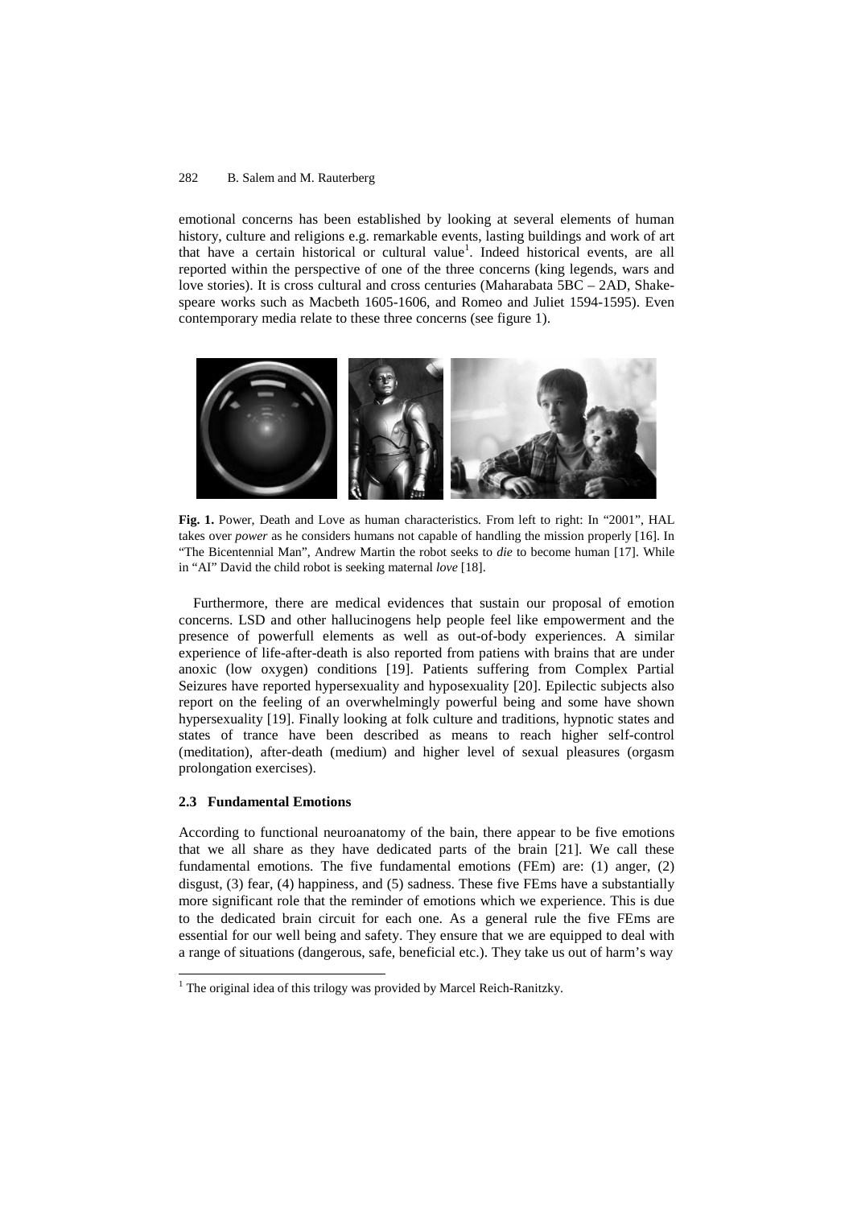emotional concerns has been established by looking at several elements of human history, culture and religions e.g. remarkable events, lasting buildings and work of art that have a certain historical or cultural value[1]. Indeed historical events, are all reported within the perspective of one of the three concerns (king legends, wars and love stories). It is cross cultural and cross centuries (Maharabata 5BC – 2AD, Shakespeare works such as Macbeth 1605-1606, and Romeo and Juliet 1594-1595). Even contemporary media relate to these three concerns (see figure 1).

**Fig. 1.** Power, Death and Love as human characteristics. From left to right: In "2001", HAL takes over *power* as he considers humans not capable of handling the mission properly [16]. In "The Bicentennial Man", Andrew Martin the robot seeks to *die* to become human [17]. While in "AI" David the child robot is seeking maternal *love* [18].

Furthermore, there are medical evidences that sustain our proposal of emotion concerns. LSD and other hallucinogens help people feel like empowerment and the presence of powerfull elements as well as out-of-body experiences. A similar experience of life-after-death is also reported from patiens with brains that are under anoxic (low oxygen) conditions [19]. Patients suffering from Complex Partial Seizures have reported hypersexuality and hyposexuality [20]. Epilectic subjects also report on the feeling of an overwhelmingly powerful being and some have shown hypersexuality [19]. Finally looking at folk culture and traditions, hypnotic states and states of trance have been described as means to reach higher self-control (meditation), after-death (medium) and higher level of sexual pleasures (orgasm prolongation exercises).

### 2.3 Fundamental Emotions

According to functional neuroanatomy of the bain, there appear to be five emotions that we all share as they have dedicated parts of the brain [21]. We call these fundamental emotions. The five fundamental emotions (FEm) are: (1) anger, (2) disgust, (3) fear, (4) happiness, and (5) sadness. These five FEms have a substantially more significant role that the reminder of emotions which we experience. This is due to the dedicated brain circuit for each one. As a general rule the five FEms are essential for our well being and safety. They ensure that we are equipped to deal with a range of situations (dangerous, safe, beneficial etc.). They take us out of harm's way

[1] The original idea of this trilogy was provided by Marcel Reich-Ranitzky.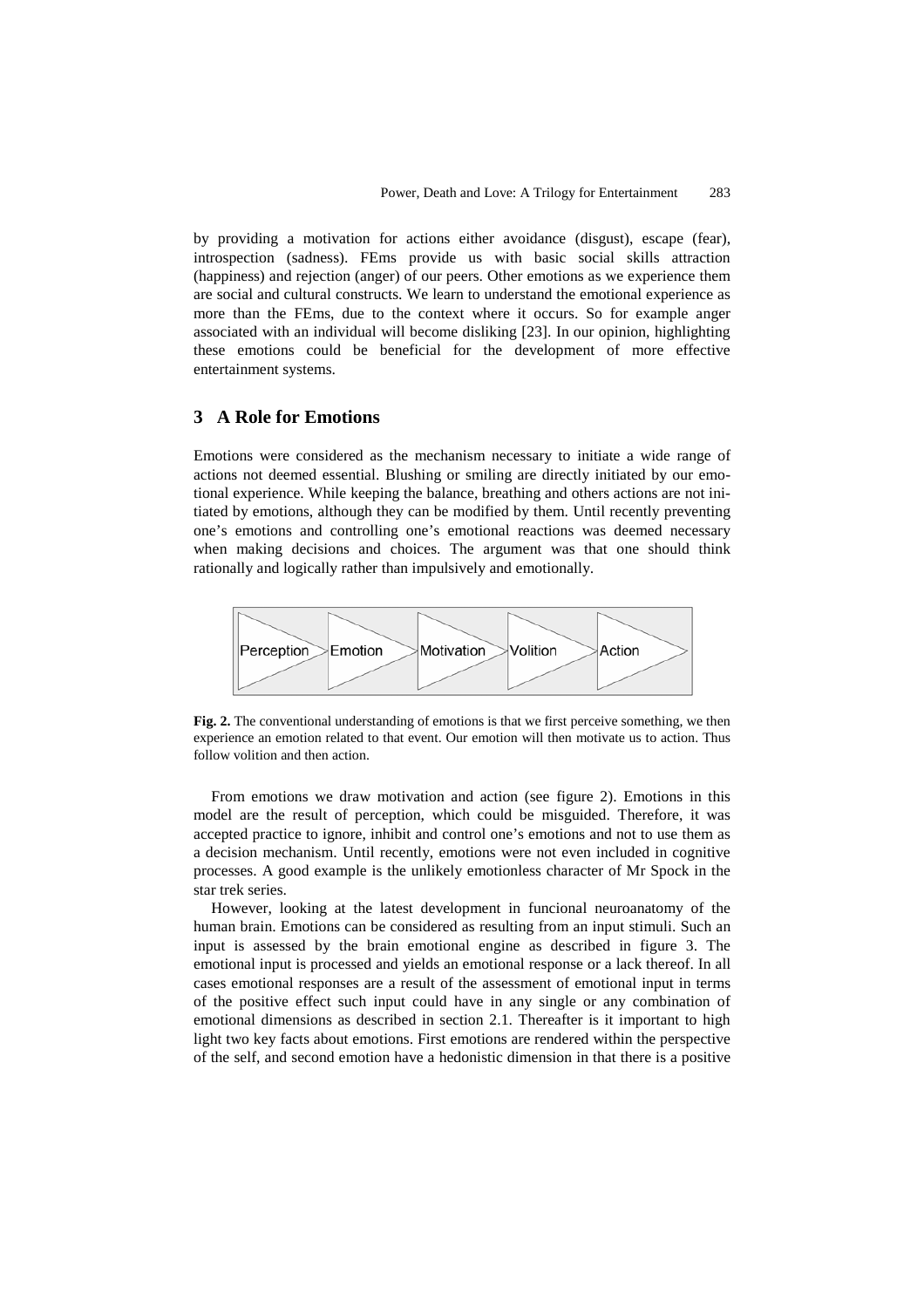by providing a motivation for actions either avoidance (disgust), escape (fear), introspection (sadness). FEms provide us with basic social skills attraction (happiness) and rejection (anger) of our peers. Other emotions as we experience them are social and cultural constructs. We learn to understand the emotional experience as more than the FEms, due to the context where it occurs. So for example anger associated with an individual will become disliking [23]. In our opinion, highlighting these emotions could be beneficial for the development of more effective entertainment systems.

## 3 A Role for Emotions

Emotions were considered as the mechanism necessary to initiate a wide range of actions not deemed essential. Blushing or smiling are directly initiated by our emotional experience. While keeping the balance, breathing and others actions are not initiated by emotions, although they can be modified by them. Until recently preventing one's emotions and controlling one's emotional reactions was deemed necessary when making decisions and choices. The argument was that one should think rationally and logically rather than impulsively and emotionally.

Perception → Emotion → Motivation → Volition → Action

**Fig. 2.** The conventional understanding of emotions is that we first perceive something, we then experience an emotion related to that event. Our emotion will then motivate us to action. Thus follow volition and then action.

From emotions we draw motivation and action (see figure 2). Emotions in this model are the result of perception, which could be misguided. Therefore, it was accepted practice to ignore, inhibit and control one's emotions and not to use them as a decision mechanism. Until recently, emotions were not even included in cognitive processes. A good example is the unlikely emotionless character of Mr Spock in the star trek series.

However, looking at the latest development in funcional neuroanatomy of the human brain. Emotions can be considered as resulting from an input stimuli. Such an input is assessed by the brain emotional engine as described in figure 3. The emotional input is processed and yields an emotional response or a lack thereof. In all cases emotional responses are a result of the assessment of emotional input in terms of the positive effect such input could have in any single or any combination of emotional dimensions as described in section 2.1. Thereafter is it important to high light two key facts about emotions. First emotions are rendered within the perspective of the self, and second emotion have a hedonistic dimension in that there is a positive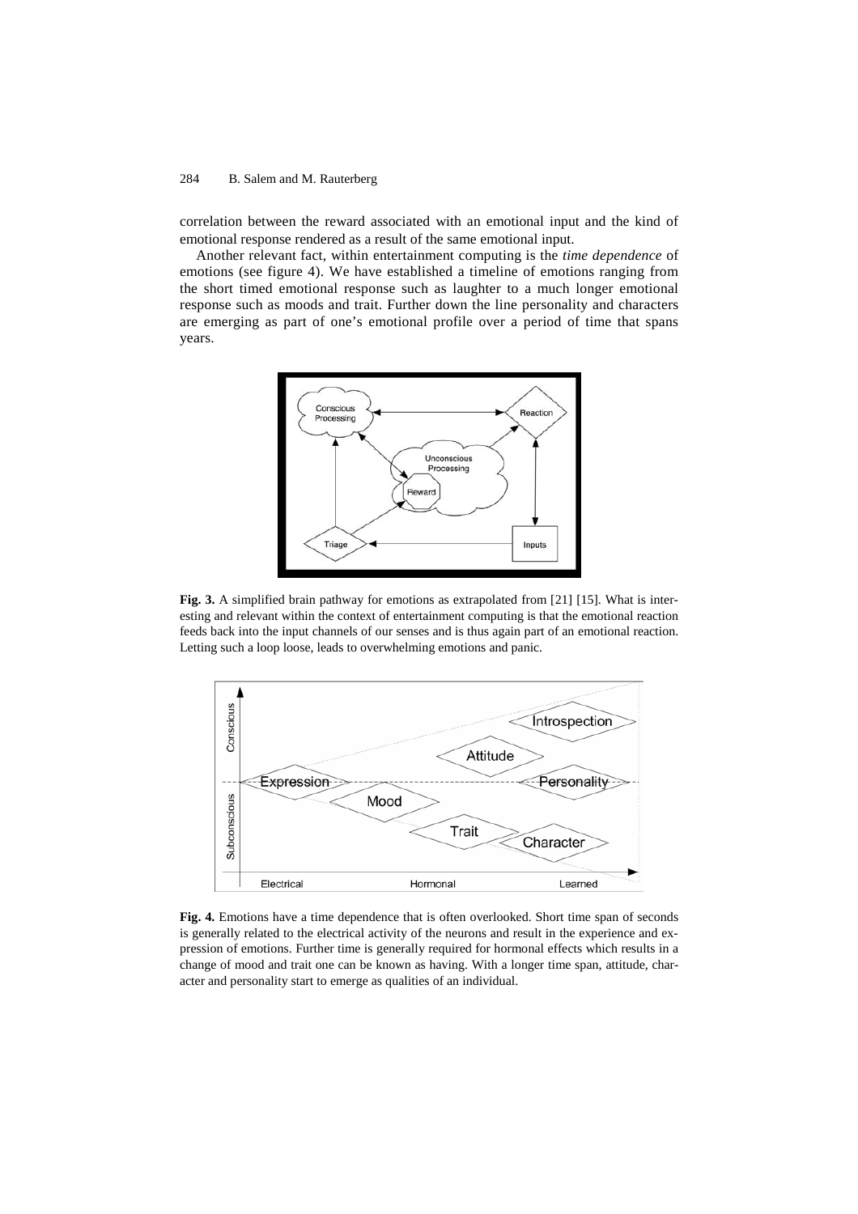correlation between the reward associated with an emotional input and the kind of emotional response rendered as a result of the same emotional input.

Another relevant fact, within entertainment computing is the *time dependence* of emotions (see figure 4). We have established a timeline of emotions ranging from the short timed emotional response such as laughter to a much longer emotional response such as moods and trait. Further down the line personality and characters are emerging as part of one's emotional profile over a period of time that spans years.

**Fig. 3.** A simplified brain pathway for emotions as extrapolated from [21] [15]. What is interesting and relevant within the context of entertainment computing is that the emotional reaction feeds back into the input channels of our senses and is thus again part of an emotional reaction. Letting such a loop loose, leads to overwhelming emotions and panic.

**Fig. 4.** Emotions have a time dependence that is often overlooked. Short time span of seconds is generally related to the electrical activity of the neurons and result in the experience and expression of emotions. Further time is generally required for hormonal effects which results in a change of mood and trait one can be known as having. With a longer time span, attitude, character and personality start to emerge as qualities of an individual.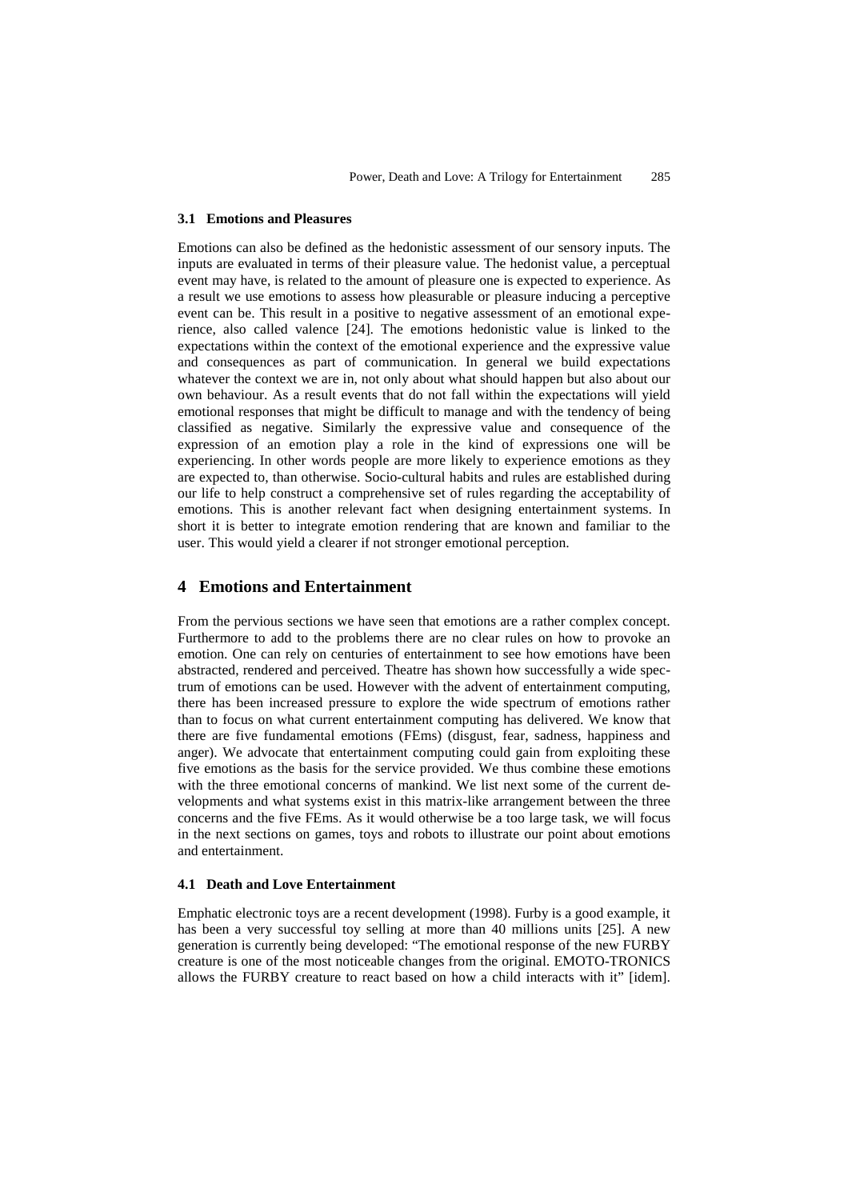### 3.1 Emotions and Pleasures

Emotions can also be defined as the hedonistic assessment of our sensory inputs. The inputs are evaluated in terms of their pleasure value. The hedonist value, a perceptual event may have, is related to the amount of pleasure one is expected to experience. As a result we use emotions to assess how pleasurable or pleasure inducing a perceptive event can be. This result in a positive to negative assessment of an emotional experience, also called valence [24]. The emotions hedonistic value is linked to the expectations within the context of the emotional experience and the expressive value and consequences as part of communication. In general we build expectations whatever the context we are in, not only about what should happen but also about our own behaviour. As a result events that do not fall within the expectations will yield emotional responses that might be difficult to manage and with the tendency of being classified as negative. Similarly the expressive value and consequence of the expression of an emotion play a role in the kind of expressions one will be experiencing. In other words people are more likely to experience emotions as they are expected to, than otherwise. Socio-cultural habits and rules are established during our life to help construct a comprehensive set of rules regarding the acceptability of emotions. This is another relevant fact when designing entertainment systems. In short it is better to integrate emotion rendering that are known and familiar to the user. This would yield a clearer if not stronger emotional perception.

## 4 Emotions and Entertainment

From the pervious sections we have seen that emotions are a rather complex concept. Furthermore to add to the problems there are no clear rules on how to provoke an emotion. One can rely on centuries of entertainment to see how emotions have been abstracted, rendered and perceived. Theatre has shown how successfully a wide spectrum of emotions can be used. However with the advent of entertainment computing, there has been increased pressure to explore the wide spectrum of emotions rather than to focus on what current entertainment computing has delivered. We know that there are five fundamental emotions (FEms) (disgust, fear, sadness, happiness and anger). We advocate that entertainment computing could gain from exploiting these five emotions as the basis for the service provided. We thus combine these emotions with the three emotional concerns of mankind. We list next some of the current developments and what systems exist in this matrix-like arrangement between the three concerns and the five FEms. As it would otherwise be a too large task, we will focus in the next sections on games, toys and robots to illustrate our point about emotions and entertainment.

### 4.1 Death and Love Entertainment

Emphatic electronic toys are a recent development (1998). Furby is a good example, it has been a very successful toy selling at more than 40 millions units [25]. A new generation is currently being developed: "The emotional response of the new FURBY creature is one of the most noticeable changes from the original. EMOTO-TRONICS allows the FURBY creature to react based on how a child interacts with it" [idem].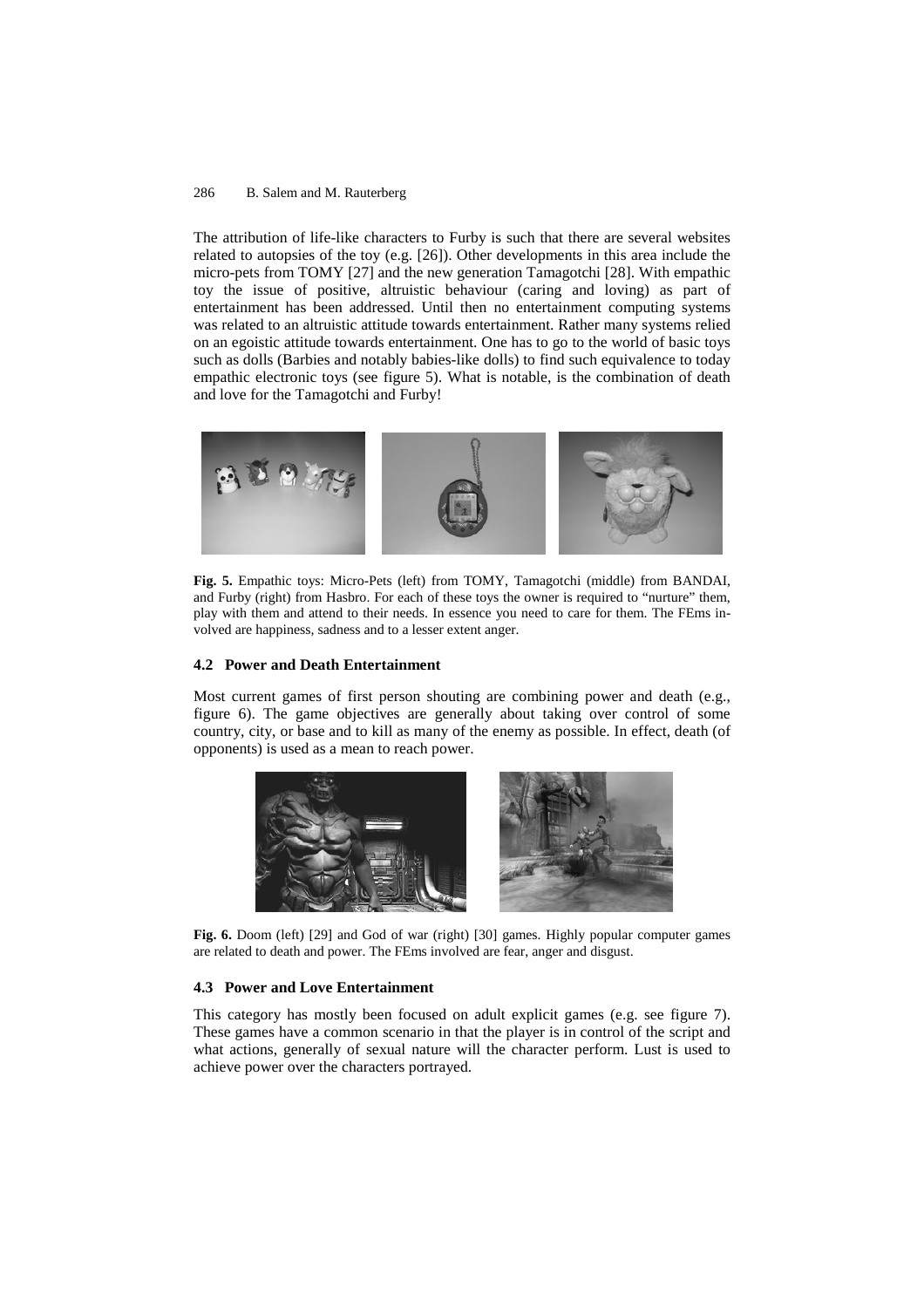The attribution of life-like characters to Furby is such that there are several websites related to autopsies of the toy (e.g. [26]). Other developments in this area include the micro-pets from TOMY [27] and the new generation Tamagotchi [28]. With empathic toy the issue of positive, altruistic behaviour (caring and loving) as part of entertainment has been addressed. Until then no entertainment computing systems was related to an altruistic attitude towards entertainment. Rather many systems relied on an egoistic attitude towards entertainment. One has to go to the world of basic toys such as dolls (Barbies and notably babies-like dolls) to find such equivalence to today empathic electronic toys (see figure 5). What is notable, is the combination of death and love for the Tamagotchi and Furby!

**Fig. 5.** Empathic toys: Micro-Pets (left) from TOMY, Tamagotchi (middle) from BANDAI, and Furby (right) from Hasbro. For each of these toys the owner is required to "nurture" them, play with them and attend to their needs. In essence you need to care for them. The FEms involved are happiness, sadness and to a lesser extent anger.

### 4.2 Power and Death Entertainment

Most current games of first person shouting are combining power and death (e.g., figure 6). The game objectives are generally about taking over control of some country, city, or base and to kill as many of the enemy as possible. In effect, death (of opponents) is used as a mean to reach power.

**Fig. 6.** Doom (left) [29] and God of war (right) [30] games. Highly popular computer games are related to death and power. The FEms involved are fear, anger and disgust.

### 4.3 Power and Love Entertainment

This category has mostly been focused on adult explicit games (e.g. see figure 7). These games have a common scenario in that the player is in control of the script and what actions, generally of sexual nature will the character perform. Lust is used to achieve power over the characters portrayed.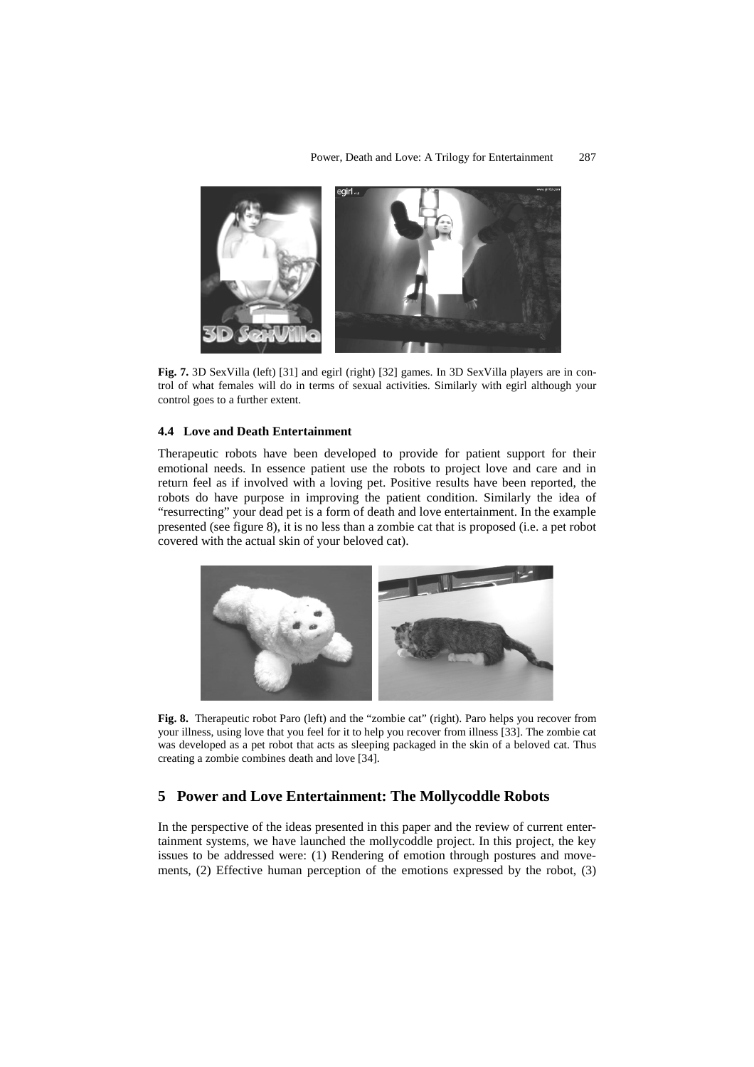**Fig. 7.** 3D SexVilla (left) [31] and egirl (right) [32] games. In 3D SexVilla players are in control of what females will do in terms of sexual activities. Similarly with egirl although your control goes to a further extent.

### 4.4 Love and Death Entertainment

Therapeutic robots have been developed to provide for patient support for their emotional needs. In essence patient use the robots to project love and care and in return feel as if involved with a loving pet. Positive results have been reported, the robots do have purpose in improving the patient condition. Similarly the idea of "resurrecting" your dead pet is a form of death and love entertainment. In the example presented (see figure 8), it is no less than a zombie cat that is proposed (i.e. a pet robot covered with the actual skin of your beloved cat).

**Fig. 8.** Therapeutic robot Paro (left) and the "zombie cat" (right). Paro helps you recover from your illness, using love that you feel for it to help you recover from illness [33]. The zombie cat was developed as a pet robot that acts as sleeping packaged in the skin of a beloved cat. Thus creating a zombie combines death and love [34].

## 5 Power and Love Entertainment: The Mollycoddle Robots

In the perspective of the ideas presented in this paper and the review of current entertainment systems, we have launched the mollycoddle project. In this project, the key issues to be addressed were: (1) Rendering of emotion through postures and movements, (2) Effective human perception of the emotions expressed by the robot, (3)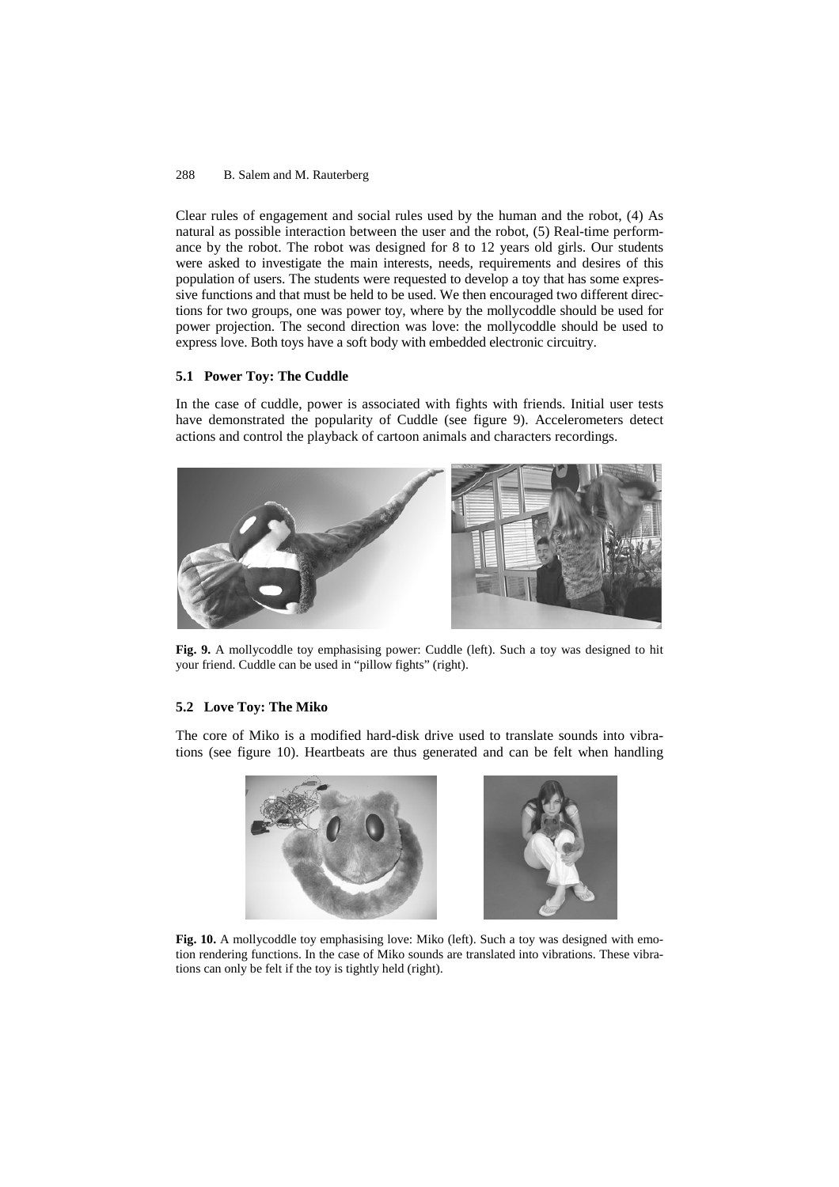Clear rules of engagement and social rules used by the human and the robot, (4) As natural as possible interaction between the user and the robot, (5) Real-time performance by the robot. The robot was designed for 8 to 12 years old girls. Our students were asked to investigate the main interests, needs, requirements and desires of this population of users. The students were requested to develop a toy that has some expressive functions and that must be held to be used. We then encouraged two different directions for two groups, one was power toy, where by the mollycoddle should be used for power projection. The second direction was love: the mollycoddle should be used to express love. Both toys have a soft body with embedded electronic circuitry.

### 5.1 Power Toy: The Cuddle

In the case of cuddle, power is associated with fights with friends. Initial user tests have demonstrated the popularity of Cuddle (see figure 9). Accelerometers detect actions and control the playback of cartoon animals and characters recordings.

**Fig. 9.** A mollycoddle toy emphasising power: Cuddle (left). Such a toy was designed to hit your friend. Cuddle can be used in "pillow fights" (right).

### 5.2 Love Toy: The Miko

The core of Miko is a modified hard-disk drive used to translate sounds into vibrations (see figure 10). Heartbeats are thus generated and can be felt when handling

**Fig. 10.** A mollycoddle toy emphasising love: Miko (left). Such a toy was designed with emotion rendering functions. In the case of Miko sounds are translated into vibrations. These vibrations can only be felt if the toy is tightly held (right).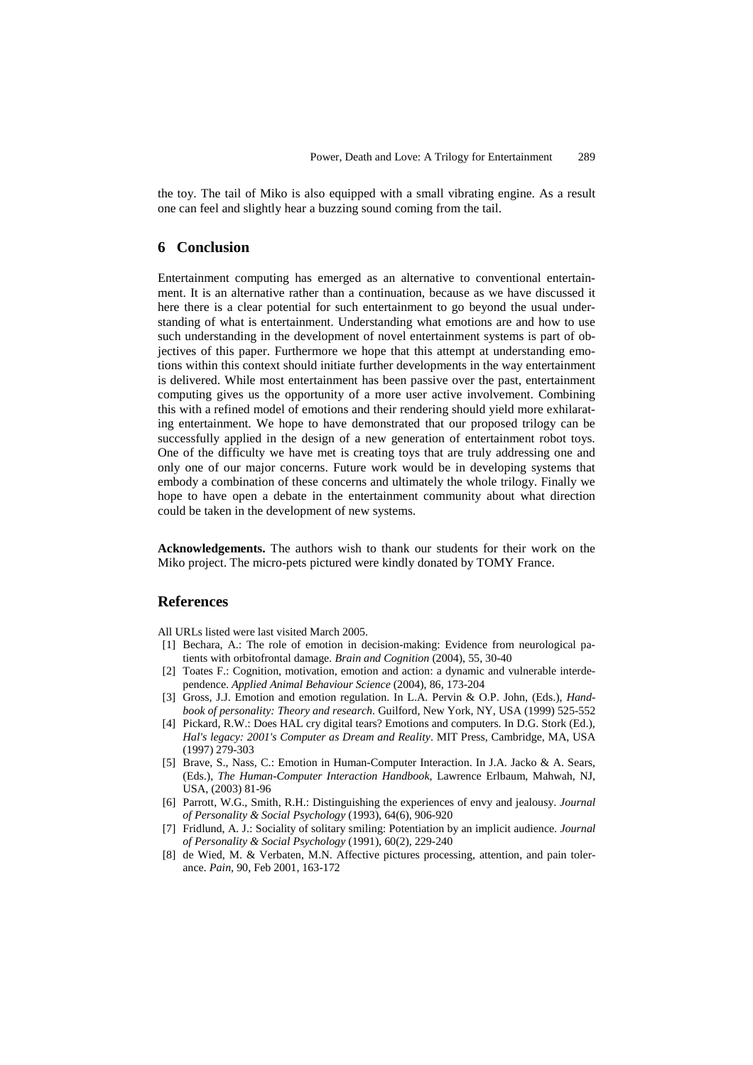the toy. The tail of Miko is also equipped with a small vibrating engine. As a result one can feel and slightly hear a buzzing sound coming from the tail.

## 6 Conclusion

Entertainment computing has emerged as an alternative to conventional entertainment. It is an alternative rather than a continuation, because as we have discussed it here there is a clear potential for such entertainment to go beyond the usual understanding of what is entertainment. Understanding what emotions are and how to use such understanding in the development of novel entertainment systems is part of objectives of this paper. Furthermore we hope that this attempt at understanding emotions within this context should initiate further developments in the way entertainment is delivered. While most entertainment has been passive over the past, entertainment computing gives us the opportunity of a more user active involvement. Combining this with a refined model of emotions and their rendering should yield more exhilarating entertainment. We hope to have demonstrated that our proposed trilogy can be successfully applied in the design of a new generation of entertainment robot toys. One of the difficulty we have met is creating toys that are truly addressing one and only one of our major concerns. Future work would be in developing systems that embody a combination of these concerns and ultimately the whole trilogy. Finally we hope to have open a debate in the entertainment community about what direction could be taken in the development of new systems.

**Acknowledgements.** The authors wish to thank our students for their work on the Miko project. The micro-pets pictured were kindly donated by TOMY France.

## References

All URLs listed were last visited March 2005.

[1] Bechara, A.: The role of emotion in decision-making: Evidence from neurological patients with orbitofrontal damage. *Brain and Cognition* (2004), 55, 30-40

[2] Toates F.: Cognition, motivation, emotion and action: a dynamic and vulnerable interdependence. *Applied Animal Behaviour Science* (2004), 86, 173-204

[3] Gross, J.J. Emotion and emotion regulation. In L.A. Pervin & O.P. John, (Eds.), *Handbook of personality: Theory and research*. Guilford, New York, NY, USA (1999) 525-552

[4] Pickard, R.W.: Does HAL cry digital tears? Emotions and computers. In D.G. Stork (Ed.), *Hal's legacy: 2001's Computer as Dream and Reality*. MIT Press, Cambridge, MA, USA (1997) 279-303

[5] Brave, S., Nass, C.: Emotion in Human-Computer Interaction. In J.A. Jacko & A. Sears, (Eds.), *The Human-Computer Interaction Handbook*, Lawrence Erlbaum, Mahwah, NJ, USA, (2003) 81-96

[6] Parrott, W.G., Smith, R.H.: Distinguishing the experiences of envy and jealousy. *Journal of Personality & Social Psychology* (1993), 64(6), 906-920

[7] Fridlund, A. J.: Sociality of solitary smiling: Potentiation by an implicit audience. *Journal of Personality & Social Psychology* (1991), 60(2), 229-240

[8] de Wied, M. & Verbaten, M.N. Affective pictures processing, attention, and pain tolerance. *Pain*, 90, Feb 2001, 163-172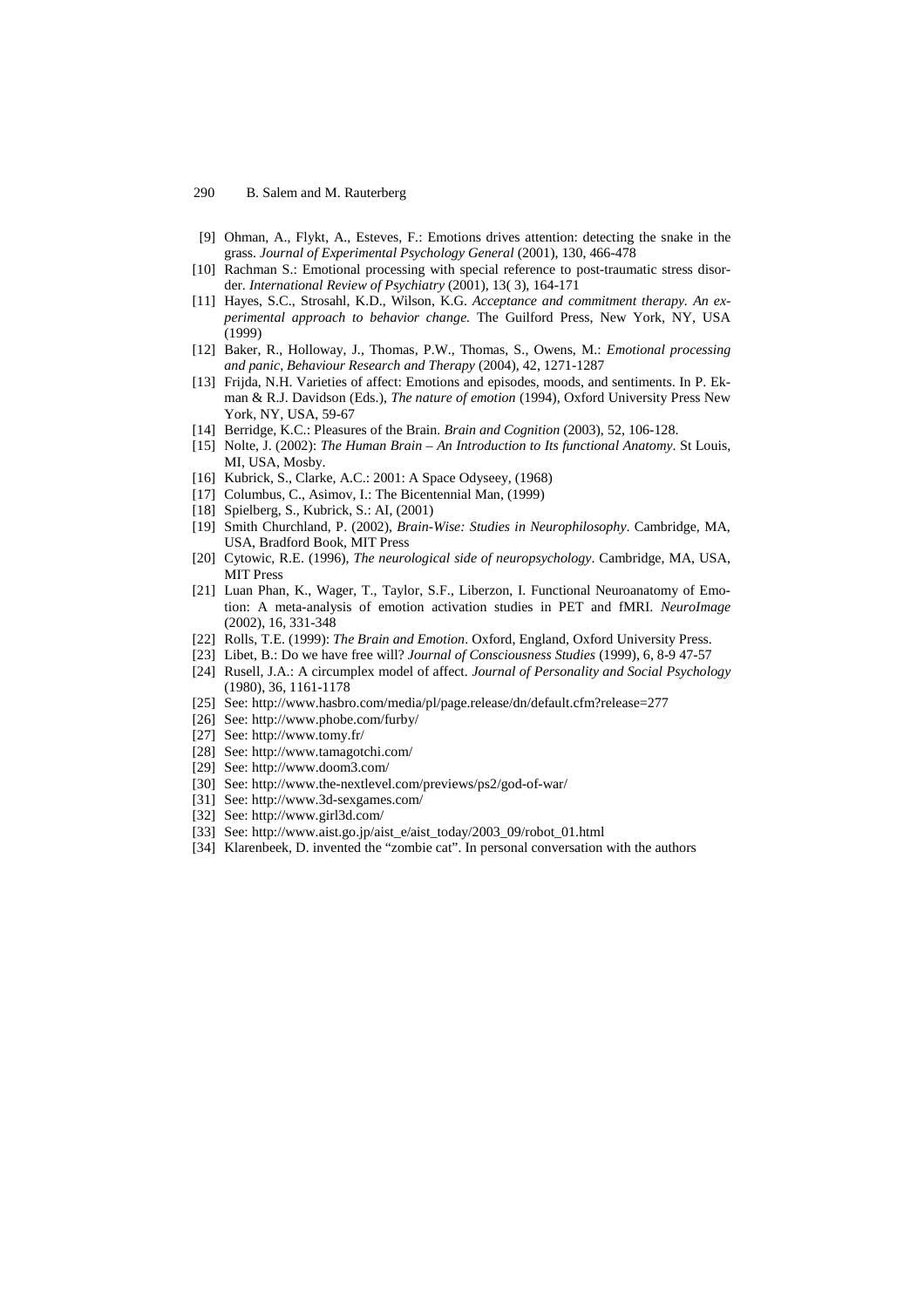- [9] Ohman, A., Flykt, A., Esteves, F.: Emotions drives attention: detecting the snake in the grass. *Journal of Experimental Psychology General* (2001), 130, 466-478
- [10] Rachman S.: Emotional processing with special reference to post-traumatic stress disorder. *International Review of Psychiatry* (2001), 13( 3), 164-171
- [11] Hayes, S.C., Strosahl, K.D., Wilson, K.G. *Acceptance and commitment therapy. An experimental approach to behavior change.* The Guilford Press, New York, NY, USA (1999)
- [12] Baker, R., Holloway, J., Thomas, P.W., Thomas, S., Owens, M.: *Emotional processing and panic, Behaviour Research and Therapy* (2004), 42, 1271-1287
- [13] Frijda, N.H. Varieties of affect: Emotions and episodes, moods, and sentiments. In P. Ekman & R.J. Davidson (Eds.), *The nature of emotion* (1994), Oxford University Press New York, NY, USA, 59-67
- [14] Berridge, K.C.: Pleasures of the Brain. *Brain and Cognition* (2003), 52, 106-128.
- [15] Nolte, J. (2002): *The Human Brain – An Introduction to Its functional Anatomy*. St Louis, MI, USA, Mosby.
- [16] Kubrick, S., Clarke, A.C.: 2001: A Space Odyseey, (1968)
- [17] Columbus, C., Asimov, I.: The Bicentennial Man, (1999)
- [18] Spielberg, S., Kubrick, S.: AI, (2001)
- [19] Smith Churchland, P. (2002), *Brain-Wise: Studies in Neurophilosophy*. Cambridge, MA, USA, Bradford Book, MIT Press
- [20] Cytowic, R.E. (1996), *The neurological side of neuropsychology*. Cambridge, MA, USA, MIT Press
- [21] Luan Phan, K., Wager, T., Taylor, S.F., Liberzon, I. Functional Neuroanatomy of Emotion: A meta-analysis of emotion activation studies in PET and fMRI. *NeuroImage* (2002), 16, 331-348
- [22] Rolls, T.E. (1999): *The Brain and Emotion*. Oxford, England, Oxford University Press.
- [23] Libet, B.: Do we have free will? *Journal of Consciousness Studies* (1999), 6, 8-9 47-57
- [24] Rusell, J.A.: A circumplex model of affect. *Journal of Personality and Social Psychology* (1980), 36, 1161-1178
- [25] See: http://www.hasbro.com/media/pl/page.release/dn/default.cfm?release=277
- [26] See: http://www.phobe.com/furby/
- [27] See: http://www.tomy.fr/
- [28] See: http://www.tamagotchi.com/
- [29] See: http://www.doom3.com/
- [30] See: http://www.the-nextlevel.com/previews/ps2/god-of-war/
- [31] See: http://www.3d-sexgames.com/
- [32] See: http://www.girl3d.com/
- [33] See: http://www.aist.go.jp/aist_e/aist_today/2003_09/robot_01.html
- [34] Klarenbeek, D. invented the "zombie cat". In personal conversation with the authors